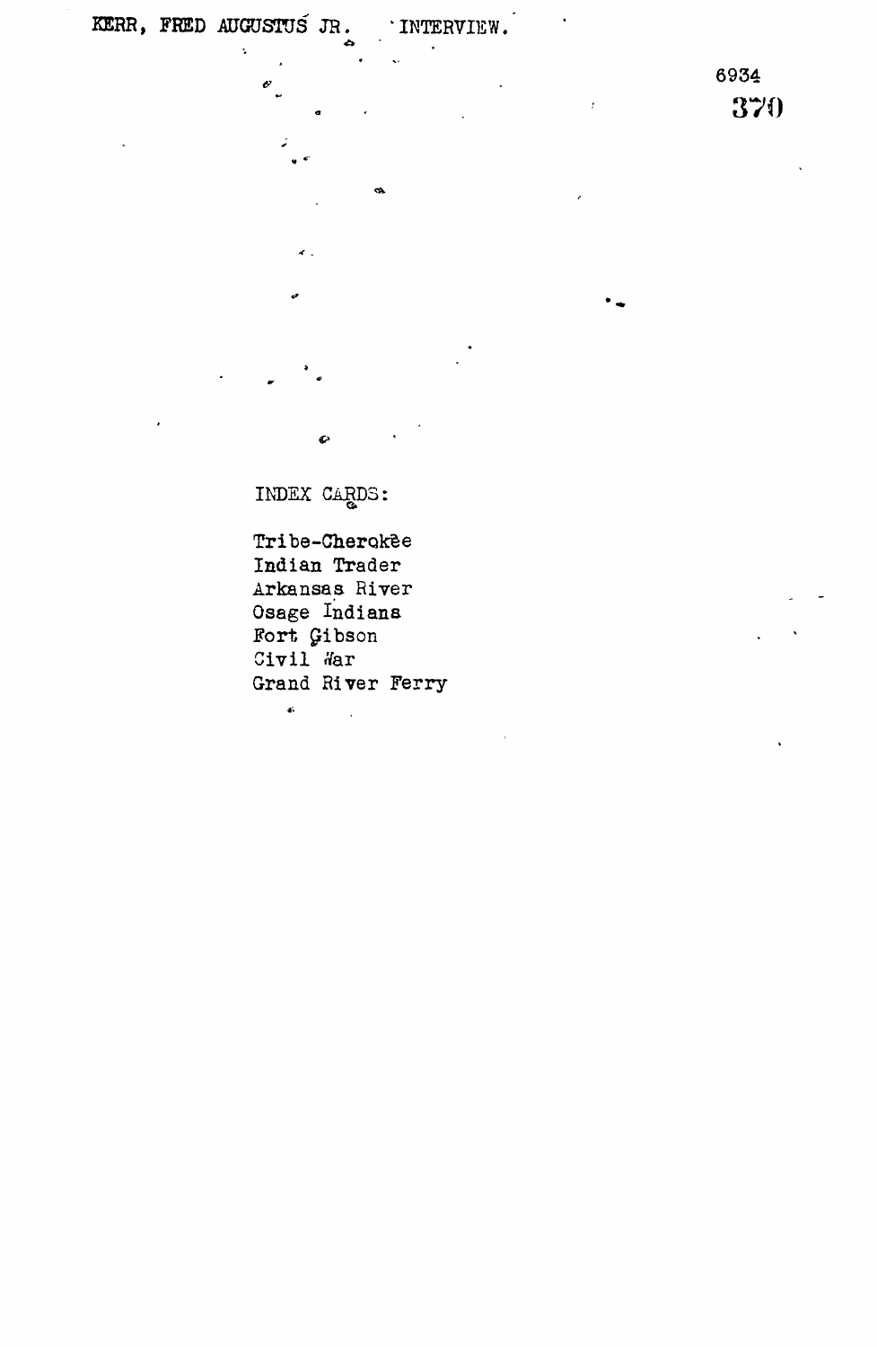KERR, FRED AUGUSTUS JR. INTERVIEW.

6934

370

INDEX CARDS:

Tribe-Cherokee
Indian Trader
Arkansas River
Osage Indians
Fort Gibson
Civil War
Grand River Ferry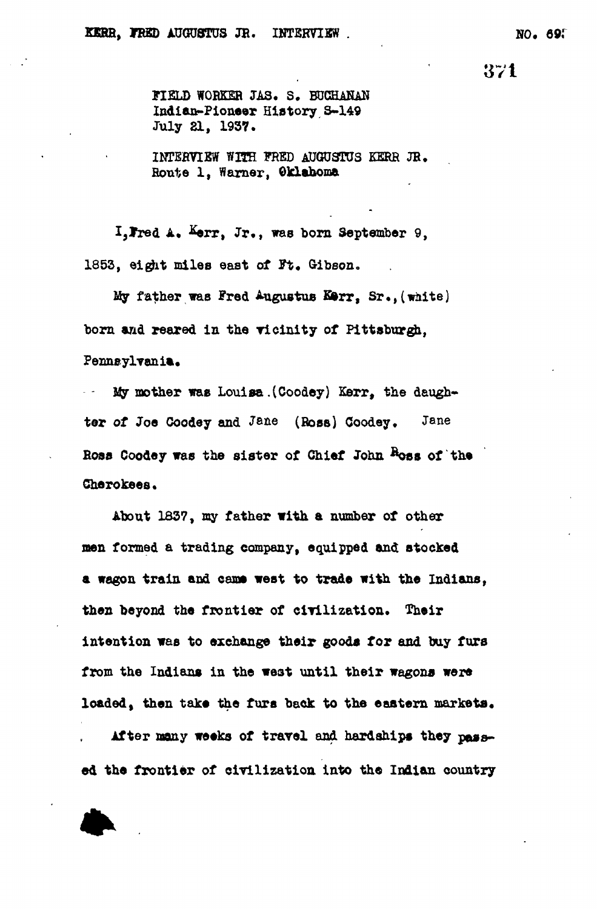FIELD WORKER JAS. S. BUCHANAN
Indian-Pioneer History S-149
July 21, 1937.

INTERVIEW WITH FRED AUGUSTUS KERR JR.
Route 1, Warner, Oklahoma

I, Fred A. Kerr, Jr., was born September 9, 1853, eight miles east of Ft. Gibson.

My father was Fred Augustus Kerr, Sr., (white) born and reared in the vicinity of Pittsburgh, Pennsylvania.

My mother was Louisa (Coodey) Kerr, the daughter of Joe Coodey and Jane (Ross) Coodey. Jane Ross Coodey was the sister of Chief John Ross of the Cherokees.

About 1837, my father with a number of other men formed a trading company, equipped and stocked a wagon train and came west to trade with the Indians, then beyond the frontier of civilization. Their intention was to exchange their goods for and buy furs from the Indians in the west until their wagons were loaded, then take the furs back to the eastern markets.

After many weeks of travel and hardships they passed the frontier of civilization into the Indian country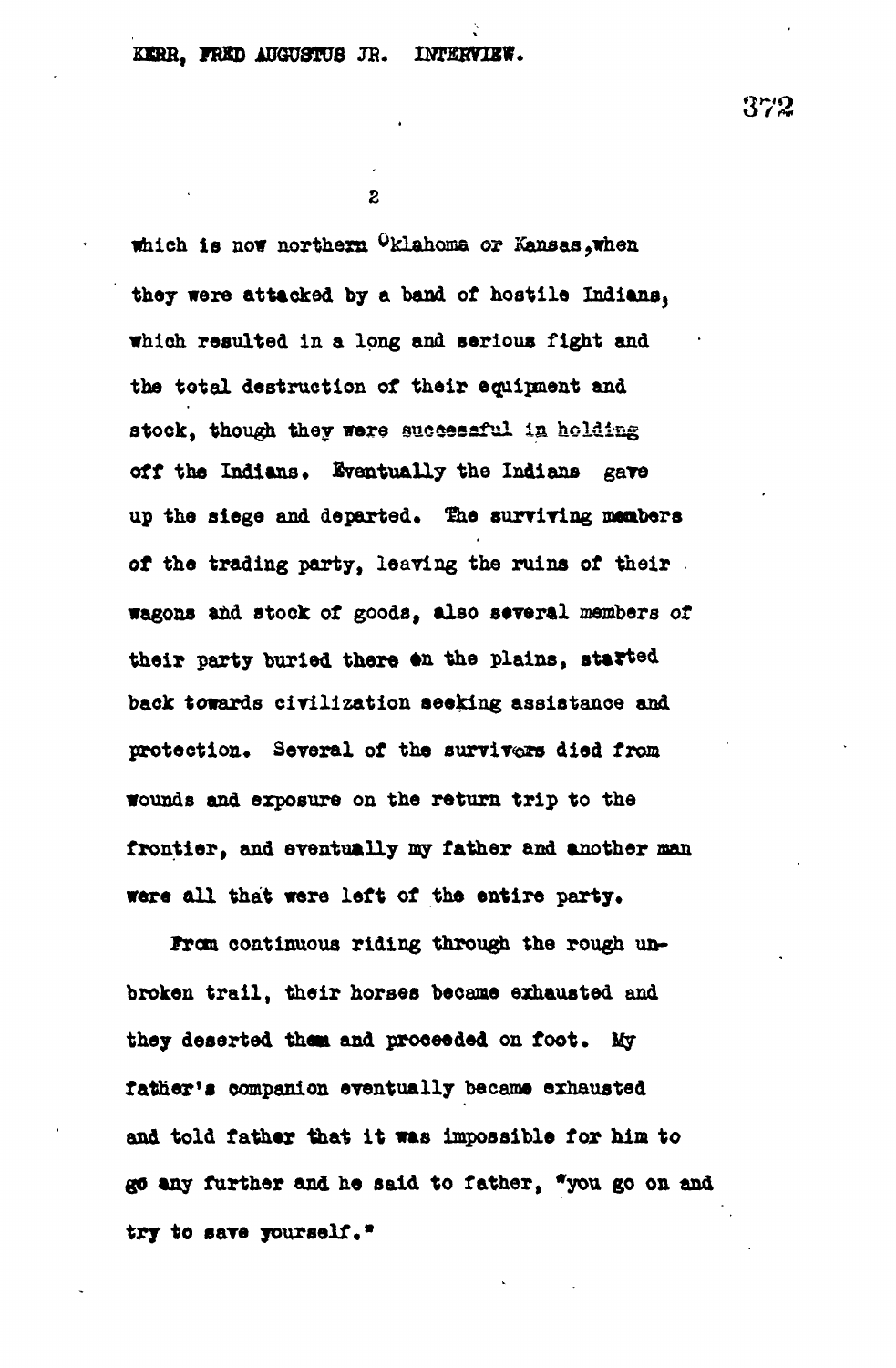which is now northern Oklahoma or Kansas, when they were attacked by a band of hostile Indians, which resulted in a long and serious fight and the total destruction of their equipment and stock, though they were successful in holding off the Indians. Eventually the Indians gave up the siege and departed. The surviving members of the trading party, leaving the ruins of their wagons and stock of goods, also several members of their party buried there on the plains, started back towards civilization seeking assistance and protection. Several of the survivors died from wounds and exposure on the return trip to the frontier, and eventually my father and another man were all that were left of the entire party.

From continuous riding through the rough unbroken trail, their horses became exhausted and they deserted them and proceeded on foot. My father's companion eventually became exhausted and told father that it was impossible for him to go any further and he said to father, "you go on and try to save yourself."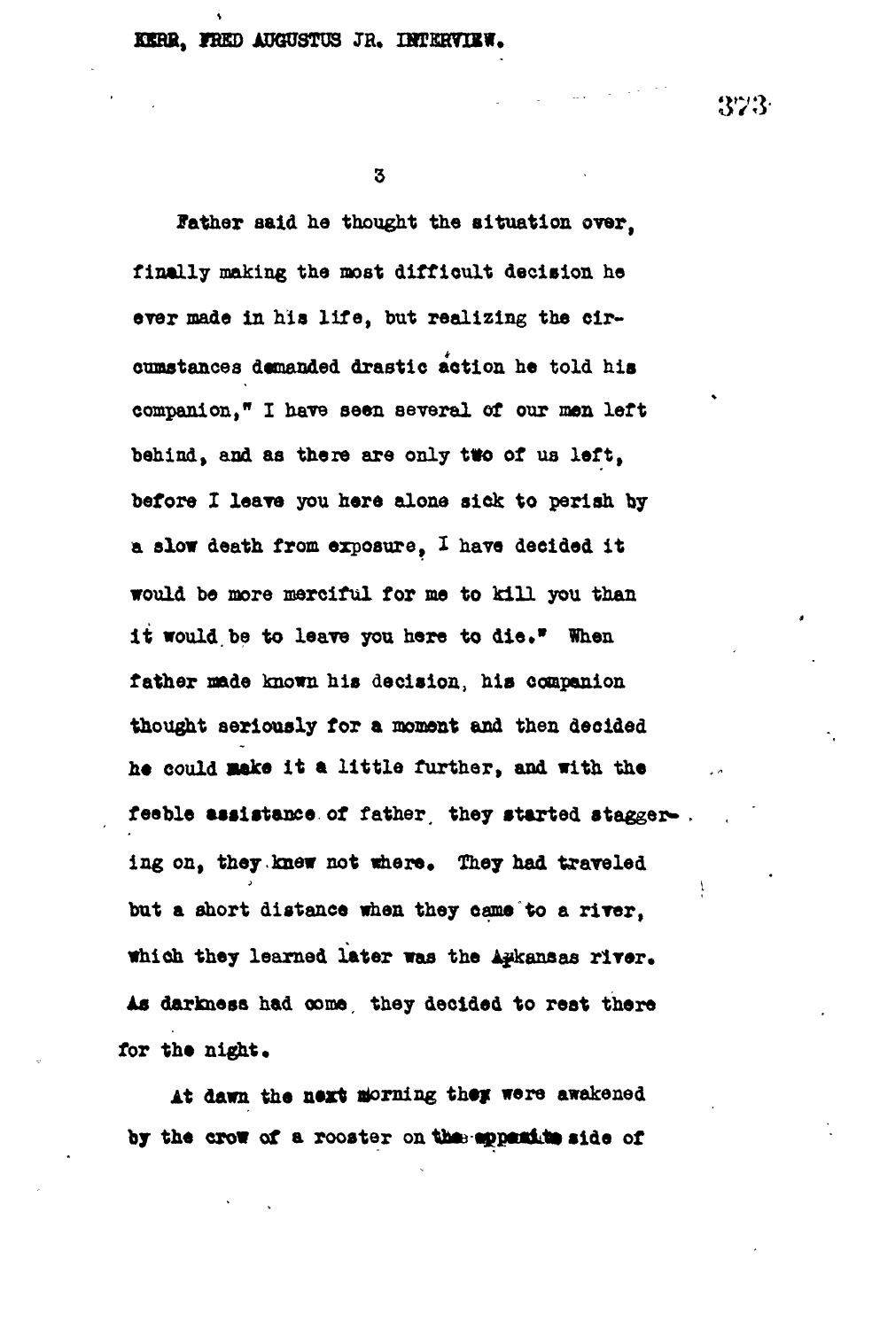Father said he thought the situation over, finally making the most difficult decision he ever made in his life, but realizing the circumstances demanded drastic action he told his companion," I have seen several of our men left behind, and as there are only two of us left, before I leave you here alone sick to perish by a slow death from exposure, I have decided it would be more merciful for me to kill you than it would be to leave you here to die." When father made known his decision, his companion thought seriously for a moment and then decided he could make it a little further, and with the feeble assistance of father, they started staggering on, they knew not where. They had traveled but a short distance when they came to a river, which they learned later was the Arkansas river. As darkness had come, they decided to rest there for the night.

At dawn the next morning they were awakened by the crow of a rooster on the opposite side of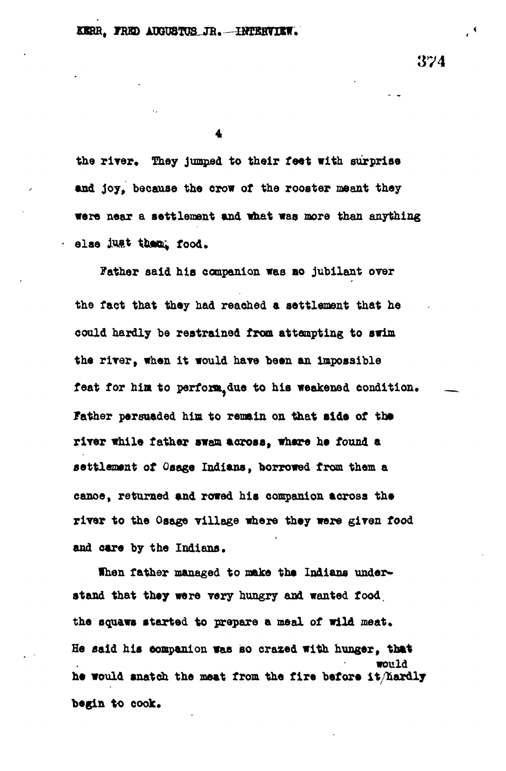the river. They jumped to their feet with surprise and joy, because the crow of the rooster meant they were near a settlement and what was more than anything else just then, food.

Father said his companion was so jubilant over the fact that they had reached a settlement that he could hardly be restrained from attempting to swim the river, when it would have been an impossible feat for him to perform, due to his weakened condition. Father persuaded him to remain on that side of the river while father swam across, where he found a settlement of Osage Indians, borrowed from them a canoe, returned and rowed his companion across the river to the Osage village where they were given food and care by the Indians.

When father managed to make the Indians understand that they were very hungry and wanted food, the squaws started to prepare a meal of wild meat. He said his companion was so crazed with hunger, that he would snatch the meat from the fire before it would hardly begin to cook.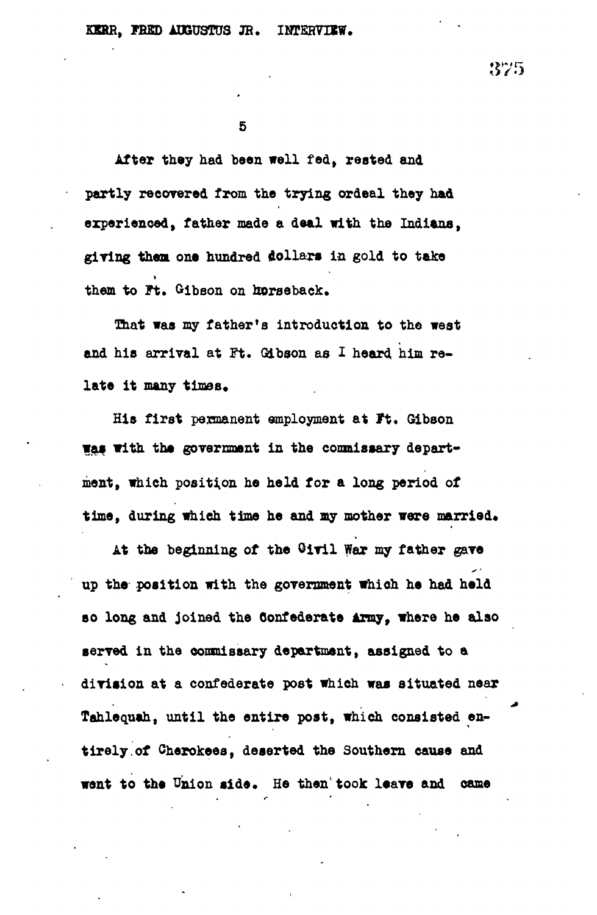After they had been well fed, rested and partly recovered from the trying ordeal they had experienced, father made a deal with the Indians, giving them one hundred dollars in gold to take them to Ft. Gibson on horseback.

That was my father's introduction to the west and his arrival at Ft. Gibson as I heard him relate it many times.

His first permanent employment at Ft. Gibson was with the government in the commissary department, which position he held for a long period of time, during which time he and my mother were married.

At the beginning of the Civil War my father gave up the position with the government which he had held so long and joined the Confederate Army, where he also served in the commissary department, assigned to a division at a confederate post which was situated near Tahlequah, until the entire post, which consisted entirely of Cherokees, deserted the Southern cause and went to the Union side. He then took leave and came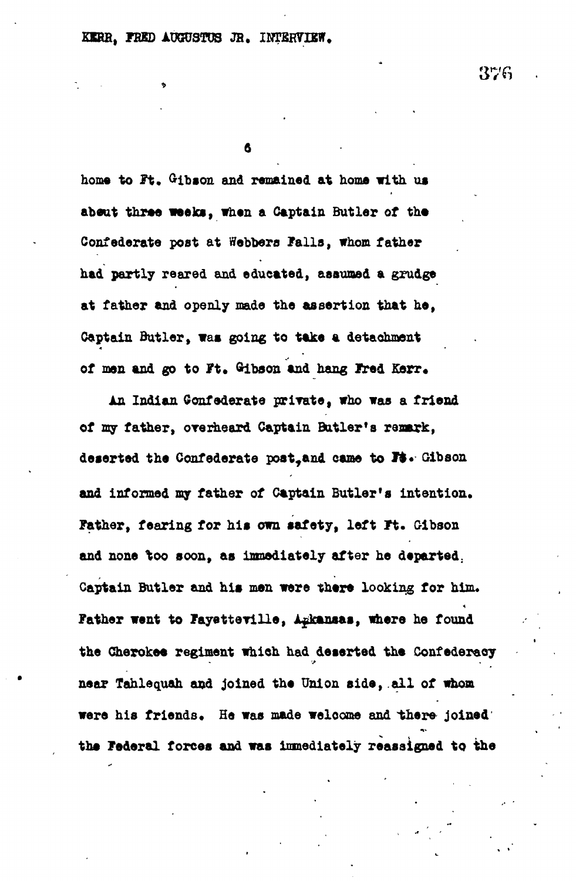home to Ft. Gibson and remained at home with us about three weeks, when a Captain Butler of the Confederate post at Webbers Falls, whom father had partly reared and educated, assumed a grudge at father and openly made the assertion that he, Captain Butler, was going to take a detachment of men and go to Ft. Gibson and hang Fred Kerr.

An Indian Confederate private, who was a friend of my father, overheard Captain Butler's remark, deserted the Confederate post, and came to Ft. Gibson and informed my father of Captain Butler's intention. Father, fearing for his own safety, left Ft. Gibson and none too soon, as immediately after he departed, Captain Butler and his men were there looking for him. Father went to Fayetteville, Arkansas, where he found the Cherokee regiment which had deserted the Confederacy near Tahlequah and joined the Union side, all of whom were his friends. He was made welcome and there joined the Federal forces and was immediately reassigned to the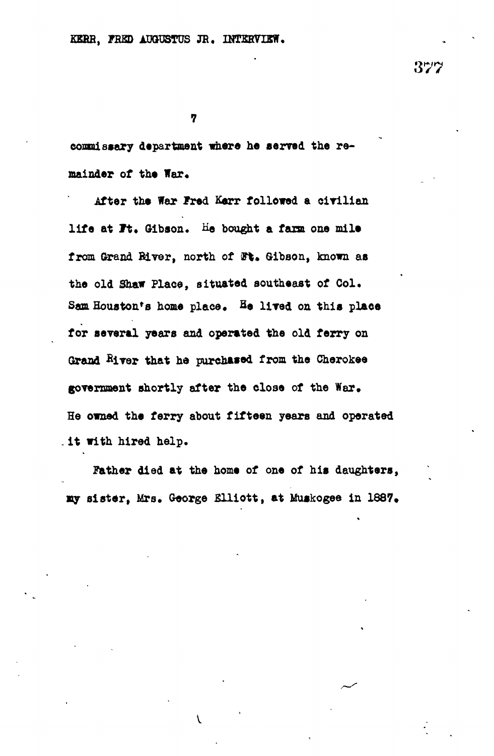commissary department where he served the remainder of the War.

After the War Fred Kerr followed a civilian life at Ft. Gibson. He bought a farm one mile from Grand River, north of Ft. Gibson, known as the old Shaw Place, situated southeast of Col. Sam Houston's home place. He lived on this place for several years and operated the old ferry on Grand River that he purchased from the Cherokee government shortly after the close of the War. He owned the ferry about fifteen years and operated it with hired help.

Father died at the home of one of his daughters, my sister, Mrs. George Elliott, at Muskogee in 1887.